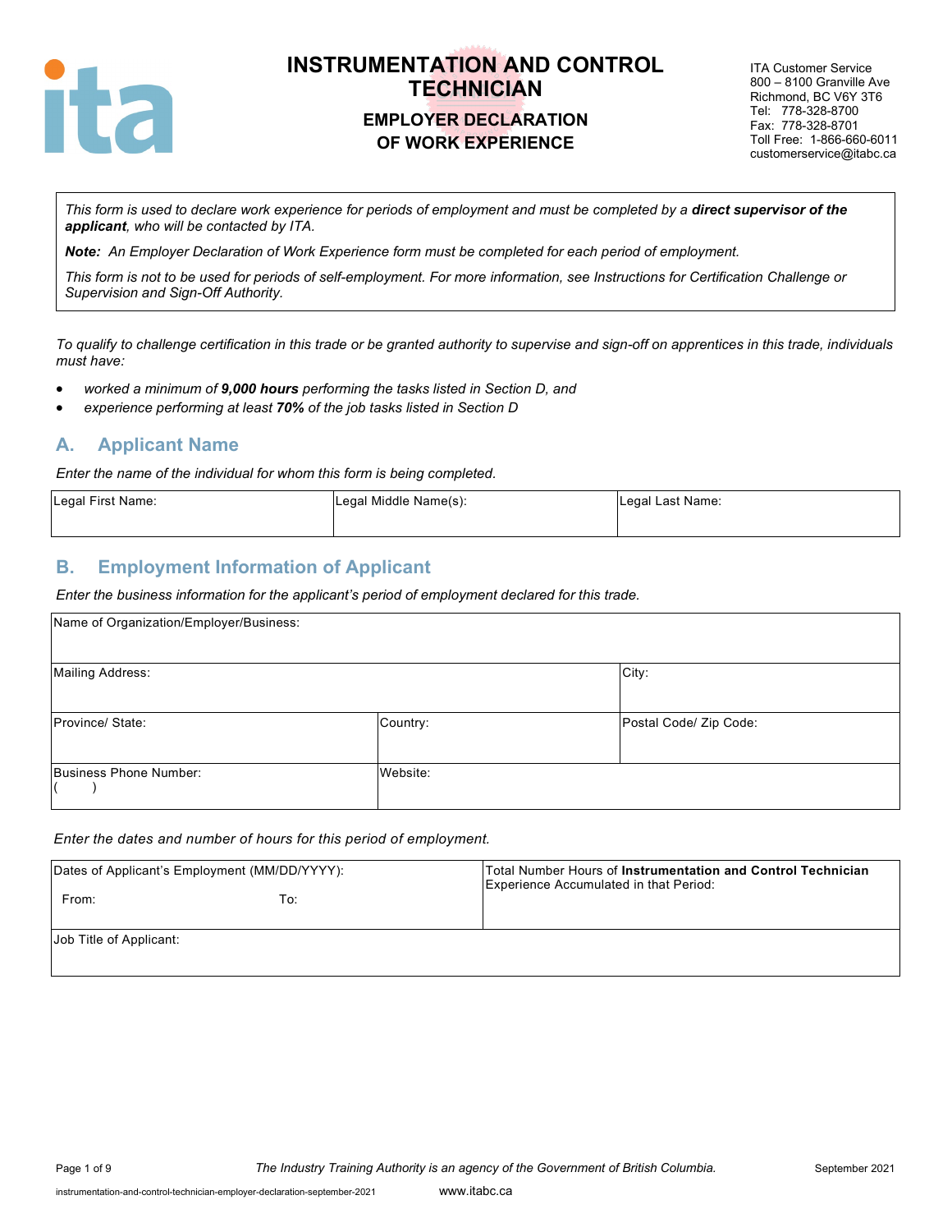# INSTRUMENTATION AND CONTROL TECHNICIAN

## EMPLOYER DECLARATION OF WORK EXPERIENCE

ITA Customer Service
800 – 8100 Granville Ave
Richmond, BC V6Y 3T6
Tel: 778-328-8700
Fax: 778-328-8701
Toll Free: 1-866-660-6011
customerservice@itabc.ca

*This form is used to declare work experience for periods of employment and must be completed by a **direct supervisor of the applicant**, who will be contacted by ITA.*

***Note:** An Employer Declaration of Work Experience form must be completed for each period of employment.*

*This form is not to be used for periods of self-employment. For more information, see Instructions for Certification Challenge or Supervision and Sign-Off Authority.*

*To qualify to challenge certification in this trade or be granted authority to supervise and sign-off on apprentices in this trade, individuals must have:*

- *worked a minimum of **9,000 hours** performing the tasks listed in Section D, and*
- *experience performing at least **70%** of the job tasks listed in Section D*

## A. Applicant Name

*Enter the name of the individual for whom this form is being completed.*

| Legal First Name: | Legal Middle Name(s): | Legal Last Name: |
|---|---|---|
| | | |

## B. Employment Information of Applicant

*Enter the business information for the applicant's period of employment declared for this trade.*

| | | |
|---|---|---|
| Name of Organization/Employer/Business: | | |
| Mailing Address: | | City: |
| Province/ State: | Country: | Postal Code/ Zip Code: |
| Business Phone Number: ( ) | Website: | |

*Enter the dates and number of hours for this period of employment.*

| | |
|---|---|
| Dates of Applicant's Employment (MM/DD/YYYY): From: To: | Total Number Hours of **Instrumentation and Control Technician** Experience Accumulated in that Period: |
| Job Title of Applicant: | |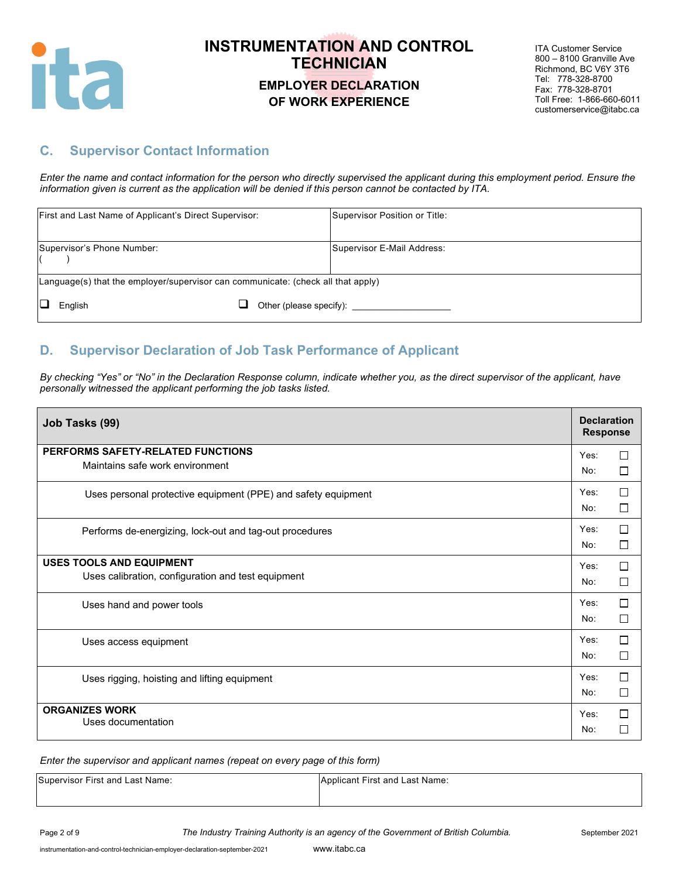# INSTRUMENTATION AND CONTROL TECHNICIAN

## EMPLOYER DECLARATION OF WORK EXPERIENCE

ITA Customer Service
800 – 8100 Granville Ave
Richmond, BC V6Y 3T6
Tel: 778-328-8700
Fax: 778-328-8701
Toll Free: 1-866-660-6011
customerservice@itabc.ca

## C. Supervisor Contact Information

*Enter the name and contact information for the person who directly supervised the applicant during this employment period. Ensure the information given is current as the application will be denied if this person cannot be contacted by ITA.*

| | |
|---|---|
| First and Last Name of Applicant's Direct Supervisor: | Supervisor Position or Title: |
| Supervisor's Phone Number: ( ) | Supervisor E-Mail Address: |
| Language(s) that the employer/supervisor can communicate: (check all that apply) ☐ English ☐ Other (please specify): ___________________ | |

## D. Supervisor Declaration of Job Task Performance of Applicant

*By checking "Yes" or "No" in the Declaration Response column, indicate whether you, as the direct supervisor of the applicant, have personally witnessed the applicant performing the job tasks listed.*

| Job Tasks (99) | Declaration Response |
|---|---|
| **PERFORMS SAFETY-RELATED FUNCTIONS** Maintains safe work environment | Yes: ☐ No: ☐ |
| Uses personal protective equipment (PPE) and safety equipment | Yes: ☐ No: ☐ |
| Performs de-energizing, lock-out and tag-out procedures | Yes: ☐ No: ☐ |
| **USES TOOLS AND EQUIPMENT** Uses calibration, configuration and test equipment | Yes: ☐ No: ☐ |
| Uses hand and power tools | Yes: ☐ No: ☐ |
| Uses access equipment | Yes: ☐ No: ☐ |
| Uses rigging, hoisting and lifting equipment | Yes: ☐ No: ☐ |
| **ORGANIZES WORK** Uses documentation | Yes: ☐ No: ☐ |

*Enter the supervisor and applicant names (repeat on every page of this form)*

| | |
|---|---|
| Supervisor First and Last Name: | Applicant First and Last Name: |

*The Industry Training Authority is an agency of the Government of British Columbia.*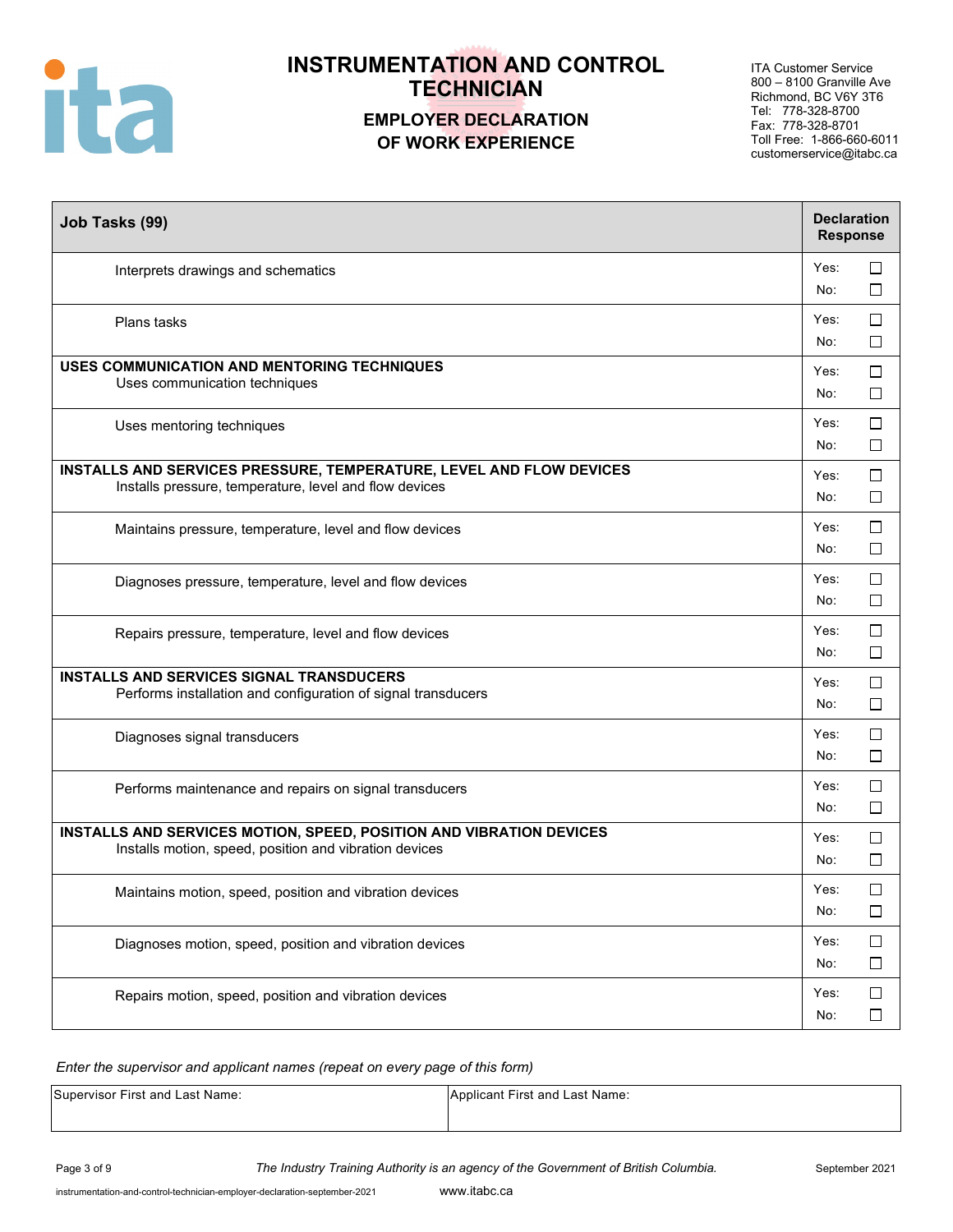# INSTRUMENTATION AND CONTROL TECHNICIAN

## EMPLOYER DECLARATION OF WORK EXPERIENCE

ITA Customer Service
800 – 8100 Granville Ave
Richmond, BC V6Y 3T6
Tel: 778-328-8700
Fax: 778-328-8701
Toll Free: 1-866-660-6011
customerservice@itabc.ca

| Job Tasks (99) | Declaration Response |
|---|---|
| Interprets drawings and schematics | Yes: ☐ No: ☐ |
| Plans tasks | Yes: ☐ No: ☐ |
| **USES COMMUNICATION AND MENTORING TECHNIQUES** Uses communication techniques | Yes: ☐ No: ☐ |
| Uses mentoring techniques | Yes: ☐ No: ☐ |
| **INSTALLS AND SERVICES PRESSURE, TEMPERATURE, LEVEL AND FLOW DEVICES** Installs pressure, temperature, level and flow devices | Yes: ☐ No: ☐ |
| Maintains pressure, temperature, level and flow devices | Yes: ☐ No: ☐ |
| Diagnoses pressure, temperature, level and flow devices | Yes: ☐ No: ☐ |
| Repairs pressure, temperature, level and flow devices | Yes: ☐ No: ☐ |
| **INSTALLS AND SERVICES SIGNAL TRANSDUCERS** Performs installation and configuration of signal transducers | Yes: ☐ No: ☐ |
| Diagnoses signal transducers | Yes: ☐ No: ☐ |
| Performs maintenance and repairs on signal transducers | Yes: ☐ No: ☐ |
| **INSTALLS AND SERVICES MOTION, SPEED, POSITION AND VIBRATION DEVICES** Installs motion, speed, position and vibration devices | Yes: ☐ No: ☐ |
| Maintains motion, speed, position and vibration devices | Yes: ☐ No: ☐ |
| Diagnoses motion, speed, position and vibration devices | Yes: ☐ No: ☐ |
| Repairs motion, speed, position and vibration devices | Yes: ☐ No: ☐ |

*Enter the supervisor and applicant names (repeat on every page of this form)*

| Supervisor First and Last Name: | Applicant First and Last Name: |
|---|---|
| | |

*The Industry Training Authority is an agency of the Government of British Columbia.*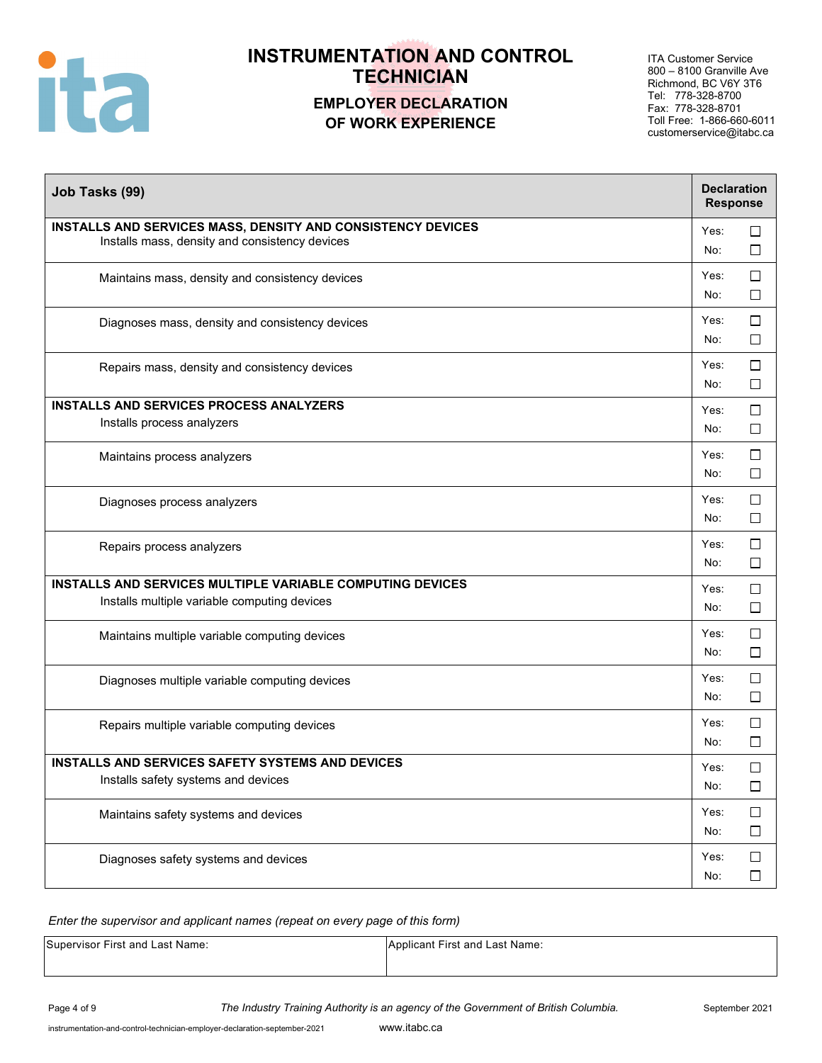# INSTRUMENTATION AND CONTROL TECHNICIAN

## EMPLOYER DECLARATION OF WORK EXPERIENCE

ITA Customer Service
800 – 8100 Granville Ave
Richmond, BC V6Y 3T6
Tel: 778-328-8700
Fax: 778-328-8701
Toll Free: 1-866-660-6011
customerservice@itabc.ca

| Job Tasks (99) | Declaration Response |
|---|---|
| **INSTALLS AND SERVICES MASS, DENSITY AND CONSISTENCY DEVICES** Installs mass, density and consistency devices | Yes: ☐ No: ☐ |
| Maintains mass, density and consistency devices | Yes: ☐ No: ☐ |
| Diagnoses mass, density and consistency devices | Yes: ☐ No: ☐ |
| Repairs mass, density and consistency devices | Yes: ☐ No: ☐ |
| **INSTALLS AND SERVICES PROCESS ANALYZERS** Installs process analyzers | Yes: ☐ No: ☐ |
| Maintains process analyzers | Yes: ☐ No: ☐ |
| Diagnoses process analyzers | Yes: ☐ No: ☐ |
| Repairs process analyzers | Yes: ☐ No: ☐ |
| **INSTALLS AND SERVICES MULTIPLE VARIABLE COMPUTING DEVICES** Installs multiple variable computing devices | Yes: ☐ No: ☐ |
| Maintains multiple variable computing devices | Yes: ☐ No: ☐ |
| Diagnoses multiple variable computing devices | Yes: ☐ No: ☐ |
| Repairs multiple variable computing devices | Yes: ☐ No: ☐ |
| **INSTALLS AND SERVICES SAFETY SYSTEMS AND DEVICES** Installs safety systems and devices | Yes: ☐ No: ☐ |
| Maintains safety systems and devices | Yes: ☐ No: ☐ |
| Diagnoses safety systems and devices | Yes: ☐ No: ☐ |

*Enter the supervisor and applicant names (repeat on every page of this form)*

| Supervisor First and Last Name: | Applicant First and Last Name: |
|---|---|
| | |

*The Industry Training Authority is an agency of the Government of British Columbia.*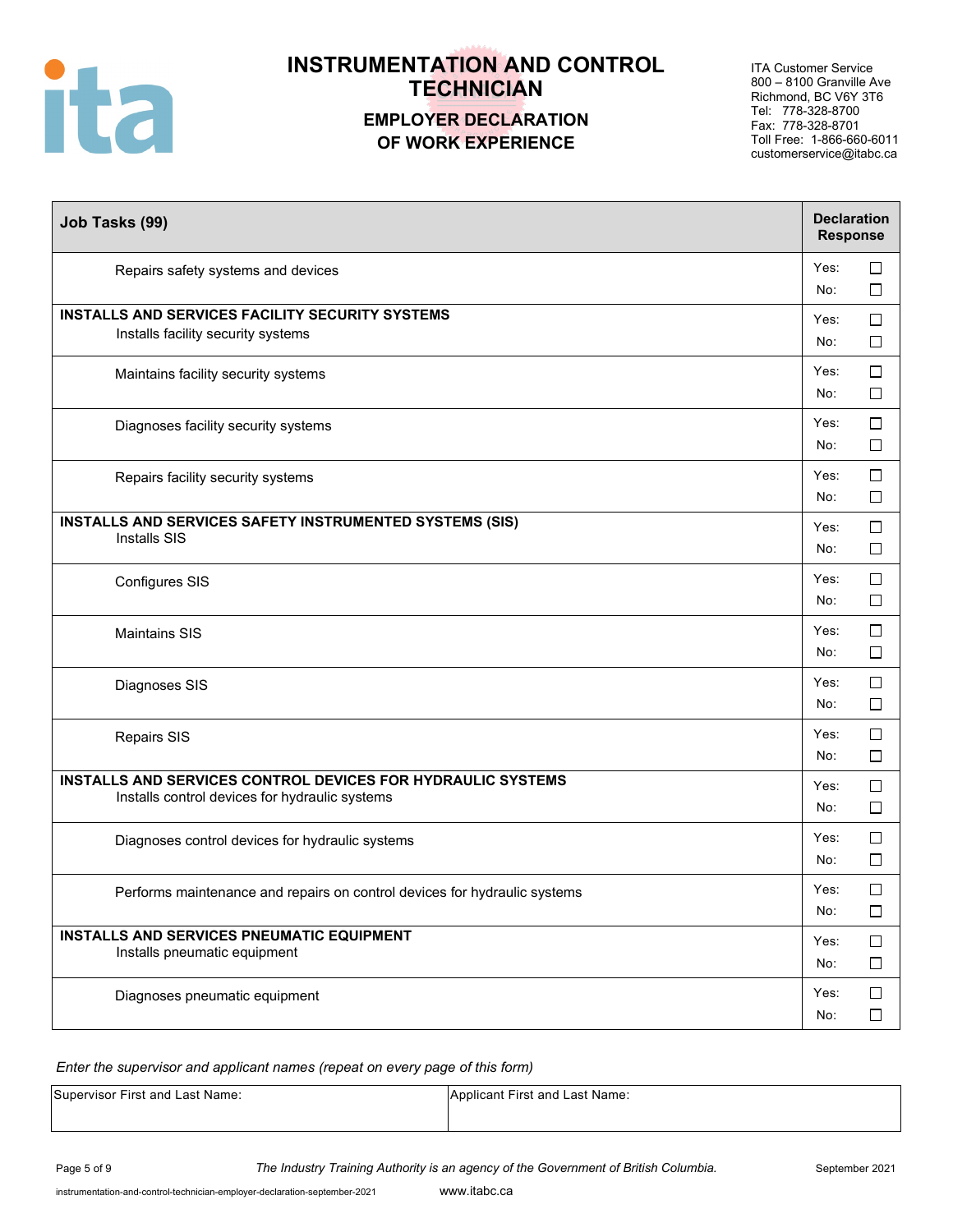# INSTRUMENTATION AND CONTROL TECHNICIAN

## EMPLOYER DECLARATION OF WORK EXPERIENCE

ITA Customer Service
800 – 8100 Granville Ave
Richmond, BC V6Y 3T6
Tel: 778-328-8700
Fax: 778-328-8701
Toll Free: 1-866-660-6011
customerservice@itabc.ca

| Job Tasks (99) | Declaration Response |
|---|---|
| Repairs safety systems and devices | Yes: ☐ No: ☐ |
| **INSTALLS AND SERVICES FACILITY SECURITY SYSTEMS** Installs facility security systems | Yes: ☐ No: ☐ |
| Maintains facility security systems | Yes: ☐ No: ☐ |
| Diagnoses facility security systems | Yes: ☐ No: ☐ |
| Repairs facility security systems | Yes: ☐ No: ☐ |
| **INSTALLS AND SERVICES SAFETY INSTRUMENTED SYSTEMS (SIS)** Installs SIS | Yes: ☐ No: ☐ |
| Configures SIS | Yes: ☐ No: ☐ |
| Maintains SIS | Yes: ☐ No: ☐ |
| Diagnoses SIS | Yes: ☐ No: ☐ |
| Repairs SIS | Yes: ☐ No: ☐ |
| **INSTALLS AND SERVICES CONTROL DEVICES FOR HYDRAULIC SYSTEMS** Installs control devices for hydraulic systems | Yes: ☐ No: ☐ |
| Diagnoses control devices for hydraulic systems | Yes: ☐ No: ☐ |
| Performs maintenance and repairs on control devices for hydraulic systems | Yes: ☐ No: ☐ |
| **INSTALLS AND SERVICES PNEUMATIC EQUIPMENT** Installs pneumatic equipment | Yes: ☐ No: ☐ |
| Diagnoses pneumatic equipment | Yes: ☐ No: ☐ |

*Enter the supervisor and applicant names (repeat on every page of this form)*

| Supervisor First and Last Name: | Applicant First and Last Name: |
|---|---|
| | |

*The Industry Training Authority is an agency of the Government of British Columbia.*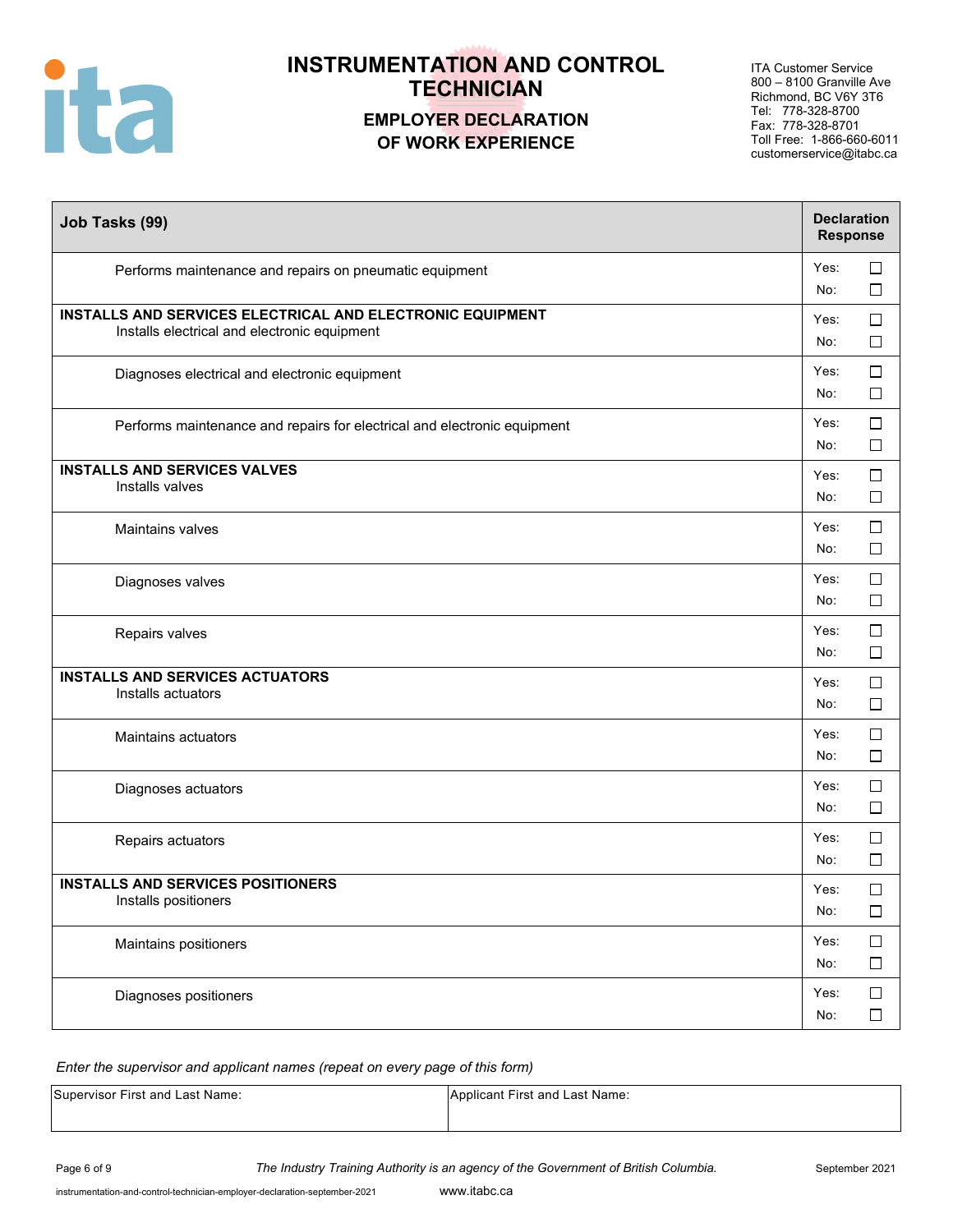# INSTRUMENTATION AND CONTROL TECHNICIAN

## EMPLOYER DECLARATION OF WORK EXPERIENCE

ITA Customer Service
800 – 8100 Granville Ave
Richmond, BC V6Y 3T6
Tel: 778-328-8700
Fax: 778-328-8701
Toll Free: 1-866-660-6011
customerservice@itabc.ca

| Job Tasks (99) | Declaration Response |
|---|---|
| Performs maintenance and repairs on pneumatic equipment | Yes: ☐ No: ☐ |
| **INSTALLS AND SERVICES ELECTRICAL AND ELECTRONIC EQUIPMENT** Installs electrical and electronic equipment | Yes: ☐ No: ☐ |
| Diagnoses electrical and electronic equipment | Yes: ☐ No: ☐ |
| Performs maintenance and repairs for electrical and electronic equipment | Yes: ☐ No: ☐ |
| **INSTALLS AND SERVICES VALVES** Installs valves | Yes: ☐ No: ☐ |
| Maintains valves | Yes: ☐ No: ☐ |
| Diagnoses valves | Yes: ☐ No: ☐ |
| Repairs valves | Yes: ☐ No: ☐ |
| **INSTALLS AND SERVICES ACTUATORS** Installs actuators | Yes: ☐ No: ☐ |
| Maintains actuators | Yes: ☐ No: ☐ |
| Diagnoses actuators | Yes: ☐ No: ☐ |
| Repairs actuators | Yes: ☐ No: ☐ |
| **INSTALLS AND SERVICES POSITIONERS** Installs positioners | Yes: ☐ No: ☐ |
| Maintains positioners | Yes: ☐ No: ☐ |
| Diagnoses positioners | Yes: ☐ No: ☐ |

*Enter the supervisor and applicant names (repeat on every page of this form)*

| Supervisor First and Last Name: | Applicant First and Last Name: |
|---|---|
| | |

*The Industry Training Authority is an agency of the Government of British Columbia.*

September 2021

instrumentation-and-control-technician-employer-declaration-september-2021

www.itabc.ca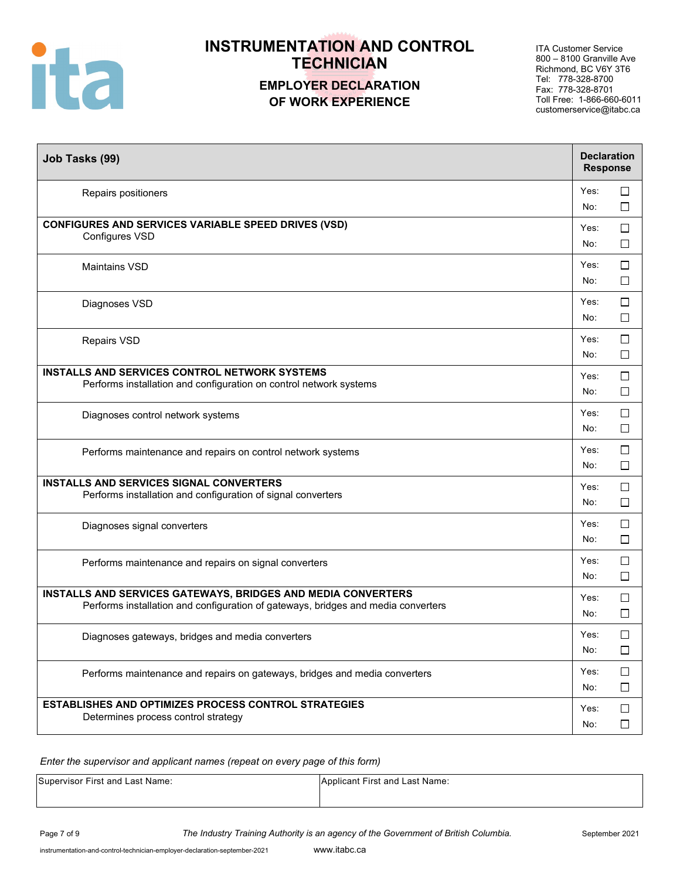# INSTRUMENTATION AND CONTROL TECHNICIAN

## EMPLOYER DECLARATION OF WORK EXPERIENCE

ITA Customer Service
800 – 8100 Granville Ave
Richmond, BC V6Y 3T6
Tel: 778-328-8700
Fax: 778-328-8701
Toll Free: 1-866-660-6011
customerservice@itabc.ca

| Job Tasks (99) | Declaration Response |
|---|---|
| Repairs positioners | Yes: ☐ No: ☐ |
| **CONFIGURES AND SERVICES VARIABLE SPEED DRIVES (VSD)** Configures VSD | Yes: ☐ No: ☐ |
| Maintains VSD | Yes: ☐ No: ☐ |
| Diagnoses VSD | Yes: ☐ No: ☐ |
| Repairs VSD | Yes: ☐ No: ☐ |
| **INSTALLS AND SERVICES CONTROL NETWORK SYSTEMS** Performs installation and configuration on control network systems | Yes: ☐ No: ☐ |
| Diagnoses control network systems | Yes: ☐ No: ☐ |
| Performs maintenance and repairs on control network systems | Yes: ☐ No: ☐ |
| **INSTALLS AND SERVICES SIGNAL CONVERTERS** Performs installation and configuration of signal converters | Yes: ☐ No: ☐ |
| Diagnoses signal converters | Yes: ☐ No: ☐ |
| Performs maintenance and repairs on signal converters | Yes: ☐ No: ☐ |
| **INSTALLS AND SERVICES GATEWAYS, BRIDGES AND MEDIA CONVERTERS** Performs installation and configuration of gateways, bridges and media converters | Yes: ☐ No: ☐ |
| Diagnoses gateways, bridges and media converters | Yes: ☐ No: ☐ |
| Performs maintenance and repairs on gateways, bridges and media converters | Yes: ☐ No: ☐ |
| **ESTABLISHES AND OPTIMIZES PROCESS CONTROL STRATEGIES** Determines process control strategy | Yes: ☐ No: ☐ |

*Enter the supervisor and applicant names (repeat on every page of this form)*

| Supervisor First and Last Name: | Applicant First and Last Name: |
|---|---|
| | |

*The Industry Training Authority is an agency of the Government of British Columbia.*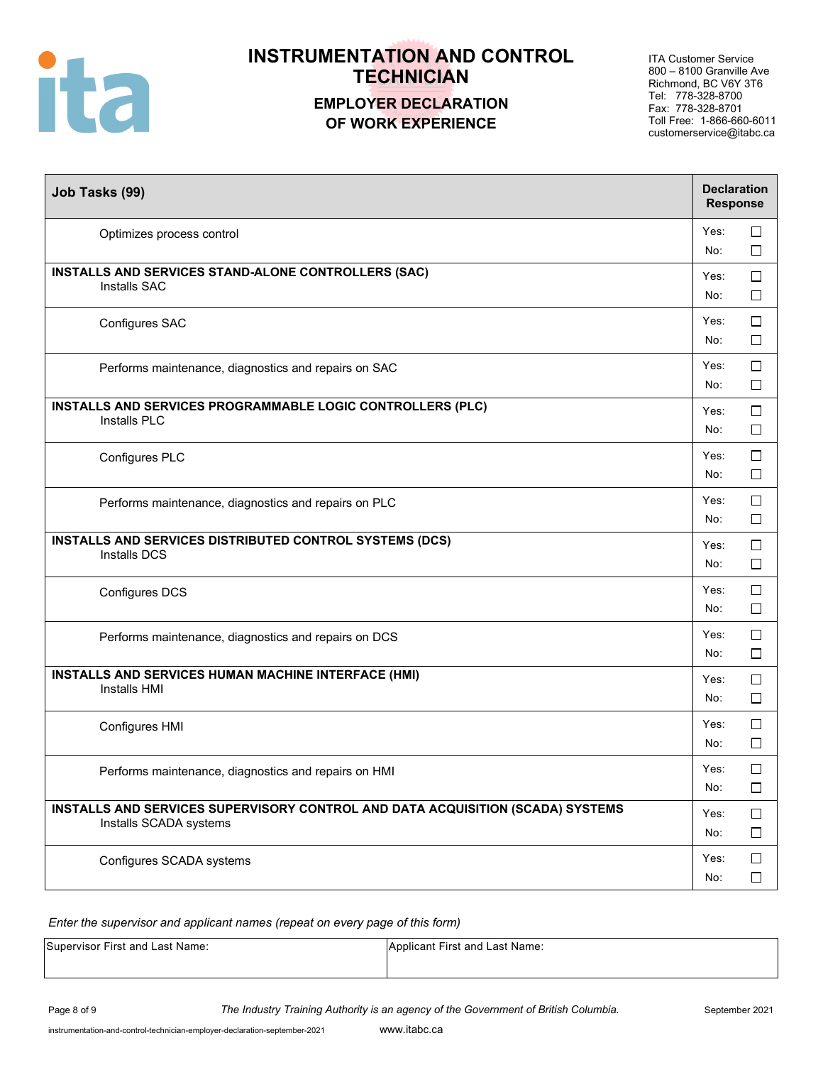# INSTRUMENTATION AND CONTROL TECHNICIAN

## EMPLOYER DECLARATION OF WORK EXPERIENCE

ITA Customer Service
800 – 8100 Granville Ave
Richmond, BC V6Y 3T6
Tel: 778-328-8700
Fax: 778-328-8701
Toll Free: 1-866-660-6011
customerservice@itabc.ca

| Job Tasks (99) | Declaration Response |
|---|---|
| Optimizes process control | Yes: ☐ No: ☐ |
| **INSTALLS AND SERVICES STAND-ALONE CONTROLLERS (SAC)** Installs SAC | Yes: ☐ No: ☐ |
| Configures SAC | Yes: ☐ No: ☐ |
| Performs maintenance, diagnostics and repairs on SAC | Yes: ☐ No: ☐ |
| **INSTALLS AND SERVICES PROGRAMMABLE LOGIC CONTROLLERS (PLC)** Installs PLC | Yes: ☐ No: ☐ |
| Configures PLC | Yes: ☐ No: ☐ |
| Performs maintenance, diagnostics and repairs on PLC | Yes: ☐ No: ☐ |
| **INSTALLS AND SERVICES DISTRIBUTED CONTROL SYSTEMS (DCS)** Installs DCS | Yes: ☐ No: ☐ |
| Configures DCS | Yes: ☐ No: ☐ |
| Performs maintenance, diagnostics and repairs on DCS | Yes: ☐ No: ☐ |
| **INSTALLS AND SERVICES HUMAN MACHINE INTERFACE (HMI)** Installs HMI | Yes: ☐ No: ☐ |
| Configures HMI | Yes: ☐ No: ☐ |
| Performs maintenance, diagnostics and repairs on HMI | Yes: ☐ No: ☐ |
| **INSTALLS AND SERVICES SUPERVISORY CONTROL AND DATA ACQUISITION (SCADA) SYSTEMS** Installs SCADA systems | Yes: ☐ No: ☐ |
| Configures SCADA systems | Yes: ☐ No: ☐ |

*Enter the supervisor and applicant names (repeat on every page of this form)*

| Supervisor First and Last Name: | Applicant First and Last Name: |
|---|---|
| | |

*The Industry Training Authority is an agency of the Government of British Columbia.*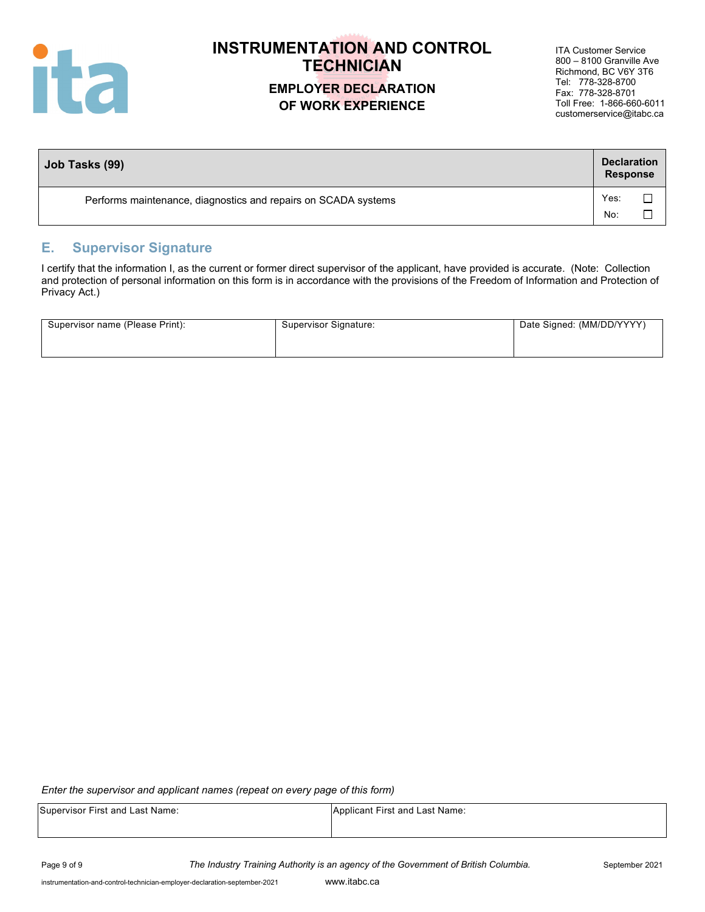| Job Tasks (99) | Declaration Response |
|---|---|
| Performs maintenance, diagnostics and repairs on SCADA systems | Yes: ☐ No: ☐ |

## E. Supervisor Signature

I certify that the information I, as the current or former direct supervisor of the applicant, have provided is accurate. (Note: Collection and protection of personal information on this form is in accordance with the provisions of the Freedom of Information and Protection of Privacy Act.)

| Supervisor name (Please Print): | Supervisor Signature: | Date Signed: (MM/DD/YYYY) |
|---|---|---|
| | | |

*Enter the supervisor and applicant names (repeat on every page of this form)*

| Supervisor First and Last Name: | Applicant First and Last Name: |
|---|---|
| | |